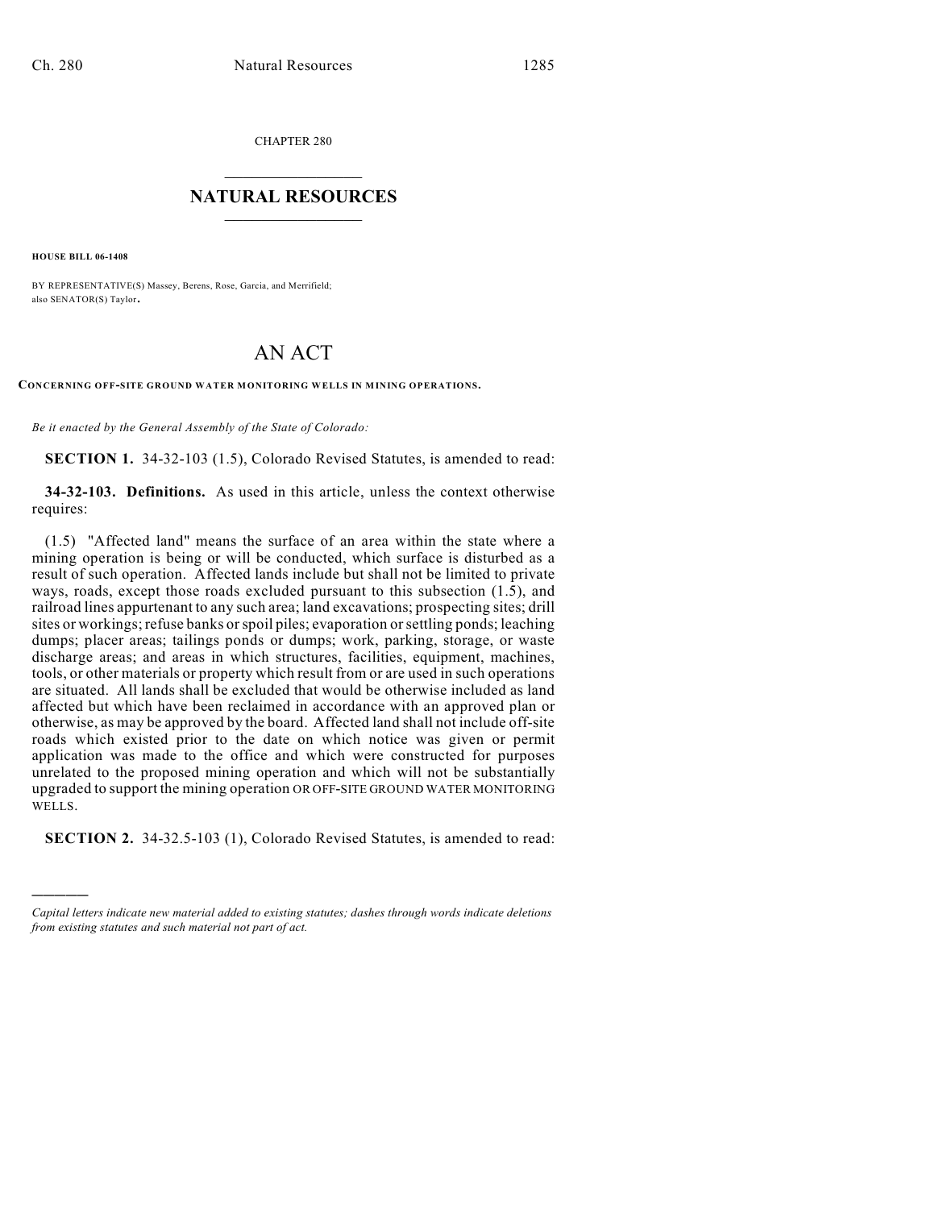CHAPTER 280

# NATURAL RESOURCES

**HOUSE BILL 06-1408**

BY REPRESENTATIVE(S) Massey, Berens, Rose, Garcia, and Merrifield;
also SENATOR(S) Taylor.

# AN ACT

**CONCERNING OFF-SITE GROUND WATER MONITORING WELLS IN MINING OPERATIONS.**

*Be it enacted by the General Assembly of the State of Colorado:*

**SECTION 1.** 34-32-103 (1.5), Colorado Revised Statutes, is amended to read:

**34-32-103. Definitions.** As used in this article, unless the context otherwise requires:

(1.5) "Affected land" means the surface of an area within the state where a mining operation is being or will be conducted, which surface is disturbed as a result of such operation. Affected lands include but shall not be limited to private ways, roads, except those roads excluded pursuant to this subsection (1.5), and railroad lines appurtenant to any such area; land excavations; prospecting sites; drill sites or workings; refuse banks or spoil piles; evaporation or settling ponds; leaching dumps; placer areas; tailings ponds or dumps; work, parking, storage, or waste discharge areas; and areas in which structures, facilities, equipment, machines, tools, or other materials or property which result from or are used in such operations are situated. All lands shall be excluded that would be otherwise included as land affected but which have been reclaimed in accordance with an approved plan or otherwise, as may be approved by the board. Affected land shall not include off-site roads which existed prior to the date on which notice was given or permit application was made to the office and which were constructed for purposes unrelated to the proposed mining operation and which will not be substantially upgraded to support the mining operation OR OFF-SITE GROUND WATER MONITORING WELLS.

**SECTION 2.** 34-32.5-103 (1), Colorado Revised Statutes, is amended to read:

---

*Capital letters indicate new material added to existing statutes; dashes through words indicate deletions from existing statutes and such material not part of act.*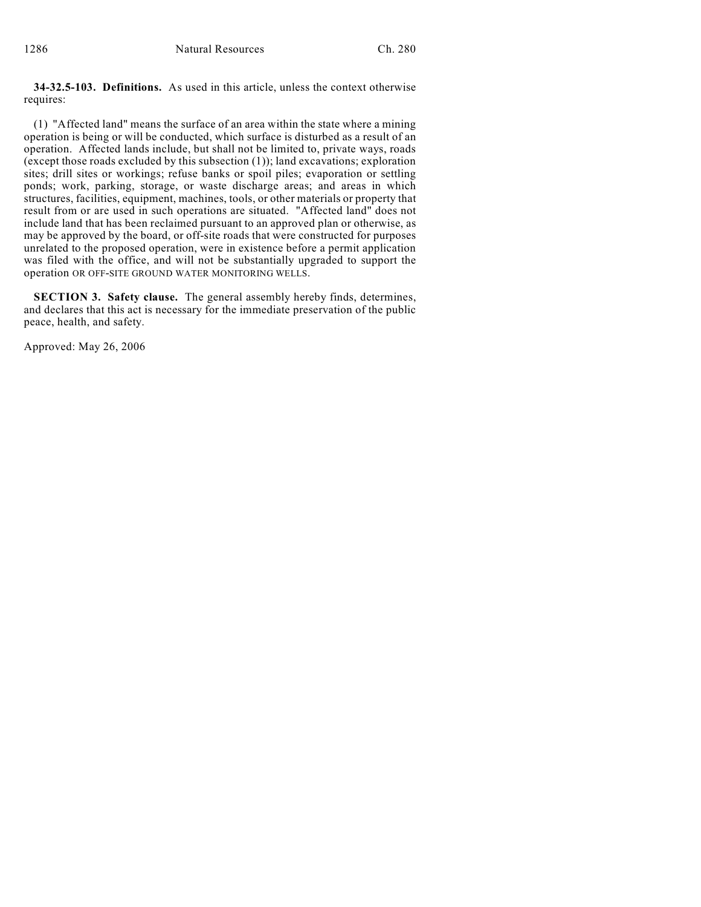**34-32.5-103. Definitions.** As used in this article, unless the context otherwise requires:

(1) "Affected land" means the surface of an area within the state where a mining operation is being or will be conducted, which surface is disturbed as a result of an operation. Affected lands include, but shall not be limited to, private ways, roads (except those roads excluded by this subsection (1)); land excavations; exploration sites; drill sites or workings; refuse banks or spoil piles; evaporation or settling ponds; work, parking, storage, or waste discharge areas; and areas in which structures, facilities, equipment, machines, tools, or other materials or property that result from or are used in such operations are situated. "Affected land" does not include land that has been reclaimed pursuant to an approved plan or otherwise, as may be approved by the board, or off-site roads that were constructed for purposes unrelated to the proposed operation, were in existence before a permit application was filed with the office, and will not be substantially upgraded to support the operation OR OFF-SITE GROUND WATER MONITORING WELLS.

**SECTION 3. Safety clause.** The general assembly hereby finds, determines, and declares that this act is necessary for the immediate preservation of the public peace, health, and safety.

Approved: May 26, 2006